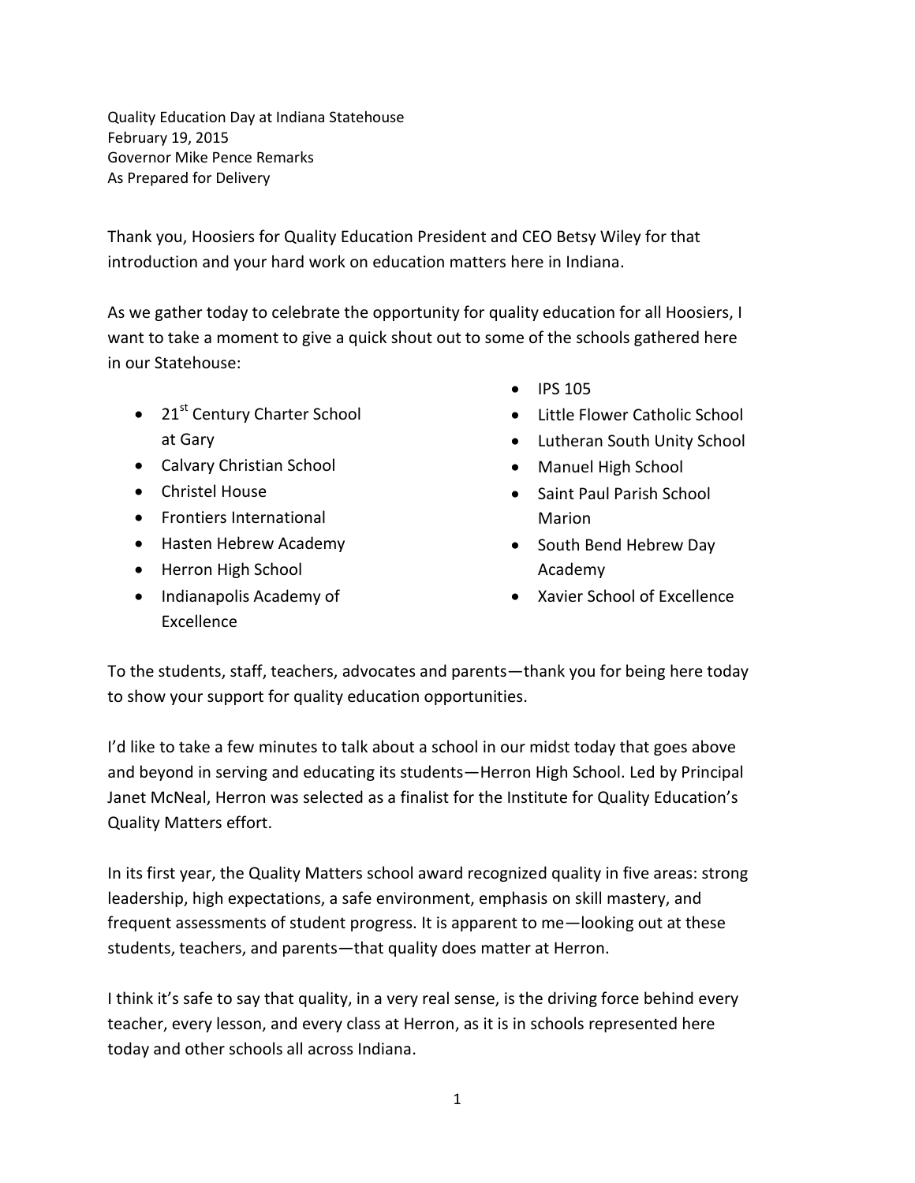Quality Education Day at Indiana Statehouse
February 19, 2015
Governor Mike Pence Remarks
As Prepared for Delivery

Thank you, Hoosiers for Quality Education President and CEO Betsy Wiley for that introduction and your hard work on education matters here in Indiana.

As we gather today to celebrate the opportunity for quality education for all Hoosiers, I want to take a moment to give a quick shout out to some of the schools gathered here in our Statehouse:

- 21st Century Charter School at Gary
- Calvary Christian School
- Christel House
- Frontiers International
- Hasten Hebrew Academy
- Herron High School
- Indianapolis Academy of Excellence
- IPS 105
- Little Flower Catholic School
- Lutheran South Unity School
- Manuel High School
- Saint Paul Parish School Marion
- South Bend Hebrew Day Academy
- Xavier School of Excellence

To the students, staff, teachers, advocates and parents—thank you for being here today to show your support for quality education opportunities.

I'd like to take a few minutes to talk about a school in our midst today that goes above and beyond in serving and educating its students—Herron High School. Led by Principal Janet McNeal, Herron was selected as a finalist for the Institute for Quality Education's Quality Matters effort.

In its first year, the Quality Matters school award recognized quality in five areas: strong leadership, high expectations, a safe environment, emphasis on skill mastery, and frequent assessments of student progress. It is apparent to me—looking out at these students, teachers, and parents—that quality does matter at Herron.

I think it's safe to say that quality, in a very real sense, is the driving force behind every teacher, every lesson, and every class at Herron, as it is in schools represented here today and other schools all across Indiana.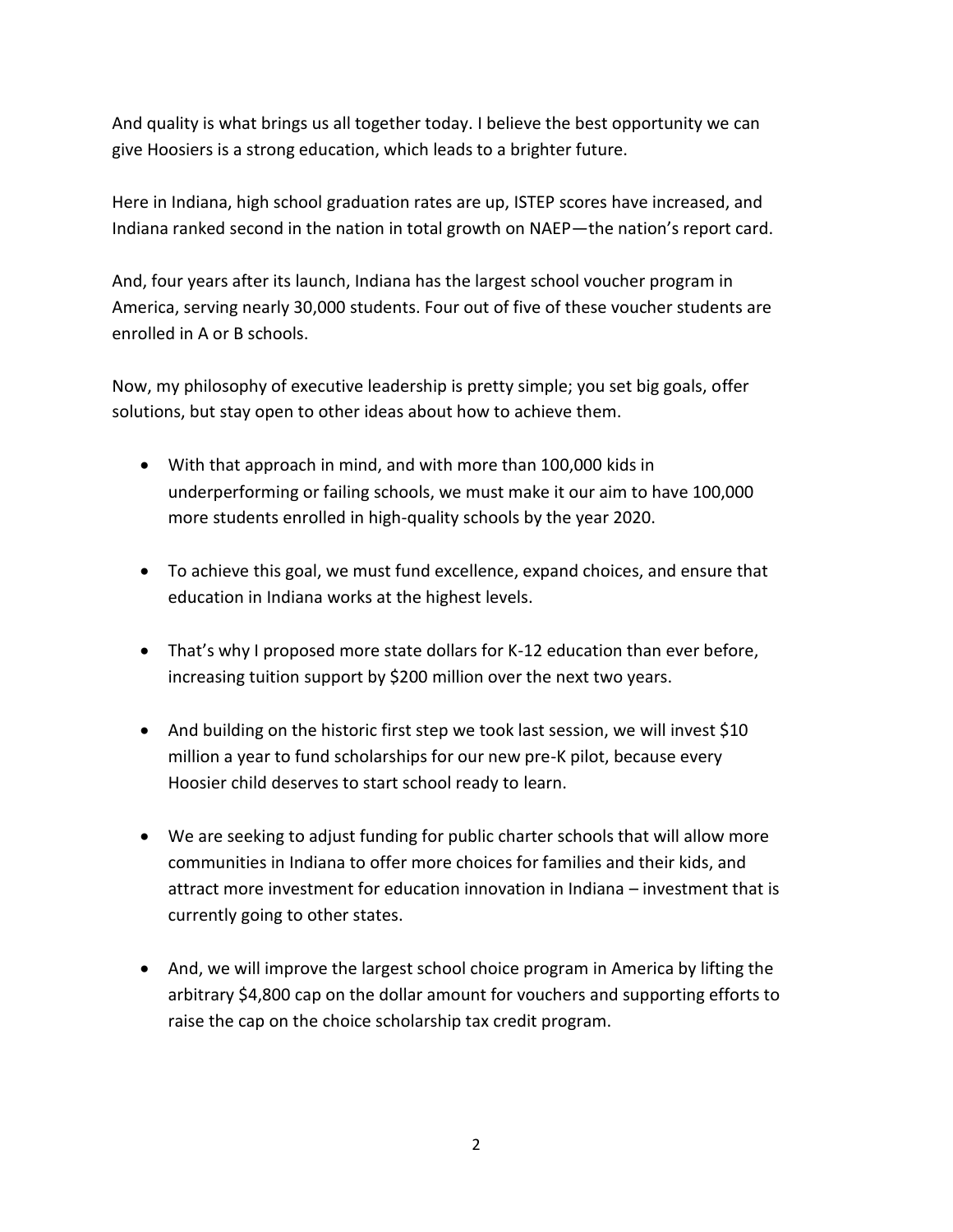And quality is what brings us all together today. I believe the best opportunity we can give Hoosiers is a strong education, which leads to a brighter future.

Here in Indiana, high school graduation rates are up, ISTEP scores have increased, and Indiana ranked second in the nation in total growth on NAEP—the nation's report card.

And, four years after its launch, Indiana has the largest school voucher program in America, serving nearly 30,000 students. Four out of five of these voucher students are enrolled in A or B schools.

Now, my philosophy of executive leadership is pretty simple; you set big goals, offer solutions, but stay open to other ideas about how to achieve them.

- With that approach in mind, and with more than 100,000 kids in underperforming or failing schools, we must make it our aim to have 100,000 more students enrolled in high-quality schools by the year 2020.

- To achieve this goal, we must fund excellence, expand choices, and ensure that education in Indiana works at the highest levels.

- That's why I proposed more state dollars for K-12 education than ever before, increasing tuition support by $200 million over the next two years.

- And building on the historic first step we took last session, we will invest $10 million a year to fund scholarships for our new pre-K pilot, because every Hoosier child deserves to start school ready to learn.

- We are seeking to adjust funding for public charter schools that will allow more communities in Indiana to offer more choices for families and their kids, and attract more investment for education innovation in Indiana – investment that is currently going to other states.

- And, we will improve the largest school choice program in America by lifting the arbitrary $4,800 cap on the dollar amount for vouchers and supporting efforts to raise the cap on the choice scholarship tax credit program.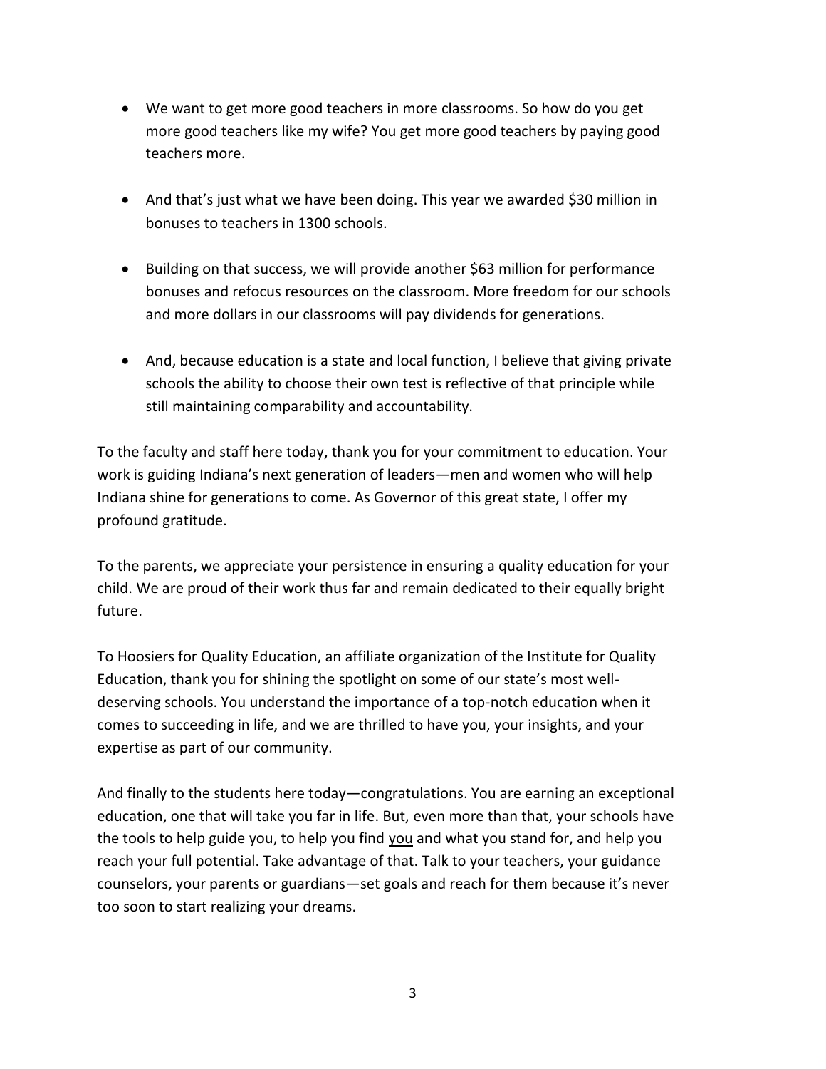- We want to get more good teachers in more classrooms. So how do you get more good teachers like my wife? You get more good teachers by paying good teachers more.

- And that's just what we have been doing. This year we awarded $30 million in bonuses to teachers in 1300 schools.

- Building on that success, we will provide another $63 million for performance bonuses and refocus resources on the classroom. More freedom for our schools and more dollars in our classrooms will pay dividends for generations.

- And, because education is a state and local function, I believe that giving private schools the ability to choose their own test is reflective of that principle while still maintaining comparability and accountability.

To the faculty and staff here today, thank you for your commitment to education. Your work is guiding Indiana's next generation of leaders—men and women who will help Indiana shine for generations to come. As Governor of this great state, I offer my profound gratitude.

To the parents, we appreciate your persistence in ensuring a quality education for your child. We are proud of their work thus far and remain dedicated to their equally bright future.

To Hoosiers for Quality Education, an affiliate organization of the Institute for Quality Education, thank you for shining the spotlight on some of our state's most well-deserving schools. You understand the importance of a top-notch education when it comes to succeeding in life, and we are thrilled to have you, your insights, and your expertise as part of our community.

And finally to the students here today—congratulations. You are earning an exceptional education, one that will take you far in life. But, even more than that, your schools have the tools to help guide you, to help you find <u>you</u> and what you stand for, and help you reach your full potential. Take advantage of that. Talk to your teachers, your guidance counselors, your parents or guardians—set goals and reach for them because it's never too soon to start realizing your dreams.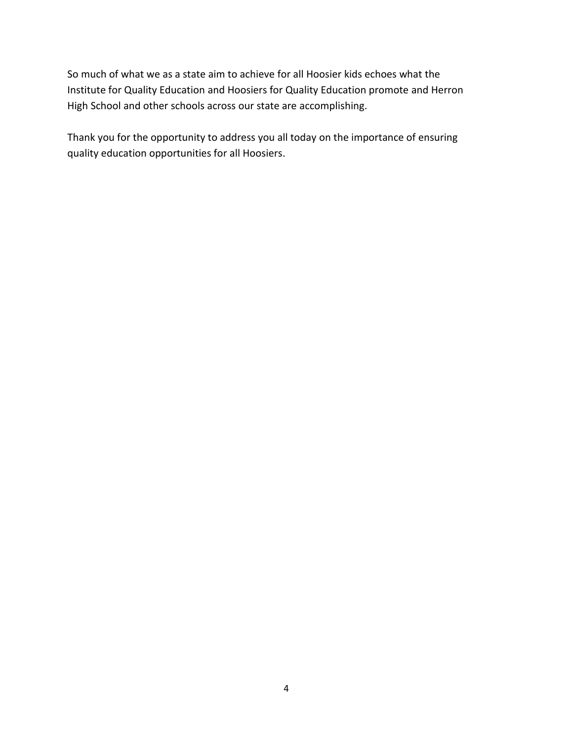So much of what we as a state aim to achieve for all Hoosier kids echoes what the Institute for Quality Education and Hoosiers for Quality Education promote and Herron High School and other schools across our state are accomplishing.

Thank you for the opportunity to address you all today on the importance of ensuring quality education opportunities for all Hoosiers.